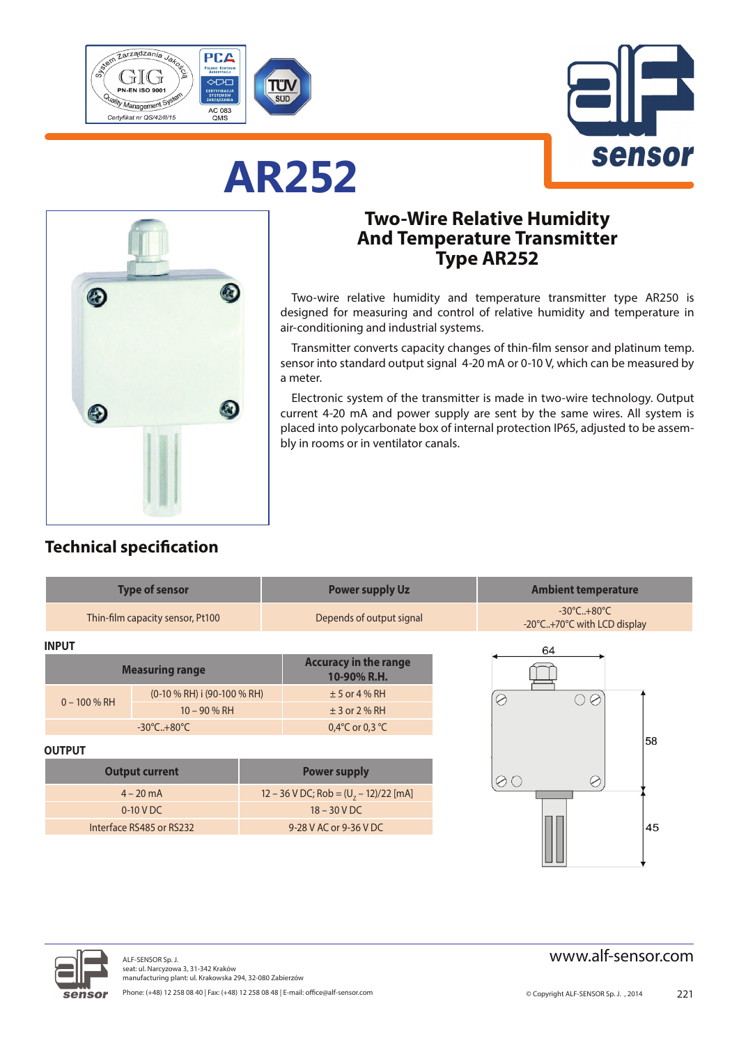# AR252

## Two-Wire Relative Humidity And Temperature Transmitter Type AR252

Two-wire relative humidity and temperature transmitter type AR250 is designed for measuring and control of relative humidity and temperature in air-conditioning and industrial systems.

Transmitter converts capacity changes of thin-film sensor and platinum temp. sensor into standard output signal 4-20 mA or 0-10 V, which can be measured by a meter.

Electronic system of the transmitter is made in two-wire technology. Output current 4-20 mA and power supply are sent by the same wires. All system is placed into polycarbonate box of internal protection IP65, adjusted to be assembly in rooms or in ventilator canals.

## Technical specification

| Type of sensor | Power supply Uz | Ambient temperature |
|---|---|---|
| Thin-film capacity sensor, Pt100 | Depends of output signal | -30°C..+80°C<br>-20°C..+70°C with LCD display |

**INPUT**

| Measuring range | | Accuracy in the range 10-90% R.H. |
|---|---|---|
| 0 – 100 % RH | (0-10 % RH) i (90-100 % RH) | ± 5 or 4 % RH |
| | 10 – 90 % RH | ± 3 or 2 % RH |
| -30°C..+80°C | | 0,4°C or 0,3 °C |

**OUTPUT**

| Output current | Power supply |
|---|---|
| 4 – 20 mA | 12 – 36 V DC; Rob = $(U_z - 12)/22$ [mA] |
| 0-10 V DC | 18 – 30 V DC |
| Interface RS485 or RS232 | 9-28 V AC or 9-36 V DC |

64

58

45

ALF-SENSOR Sp. J.
seat: ul. Narcyzowa 3, 31-342 Kraków
manufacturing plant: ul. Krakowska 294, 32-080 Zabierzów
Phone: (+48) 12 258 08 40 | Fax: (+48) 12 258 08 48 | E-mail: office@alf-sensor.com

www.alf-sensor.com

© Copyright ALF-SENSOR Sp. J. , 2014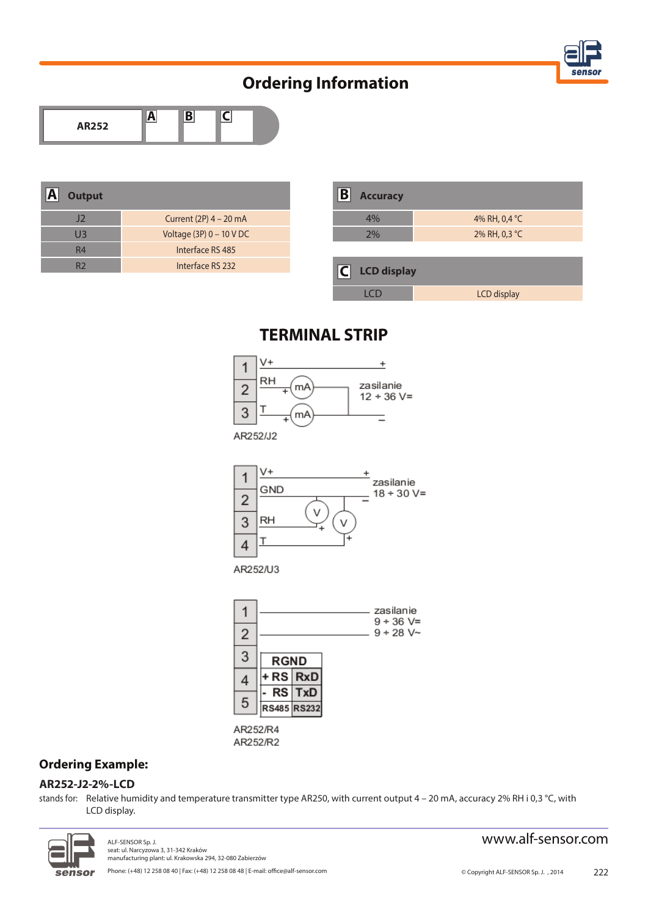# Ordering Information

| AR252 | A | B | C |
|---|---|---|---|

| A Output | |
|---|---|
| J2 | Current (2P) 4 – 20 mA |
| U3 | Voltage (3P) 0 – 10 V DC |
| R4 | Interface RS 485 |
| R2 | Interface RS 232 |

| B Accuracy | |
|---|---|
| 4% | 4% RH, 0,4 °C |
| 2% | 2% RH, 0,3 °C |

| C LCD display | |
|---|---|
| LCD | LCD display |

## TERMINAL STRIP

1 V+ +
2 RH + mA
3 T + mA
zasilanie
12 ÷ 36 V=
–

AR252/J2

1 V+ +
2 GND –
3 RH + V
4 T + V
zasilanie
18 ÷ 30 V=

AR252/U3

1
2
zasilanie
9 ÷ 36 V=
9 ÷ 28 V~
3 RGND
4 + RS RxD
5 - RS TxD
RS485 RS232

AR252/R4
AR252/R2

## Ordering Example:

**AR252-J2-2%-LCD**

stands for: Relative humidity and temperature transmitter type AR250, with current output 4 – 20 mA, accuracy 2% RH i 0,3 °C, with LCD display.

ALF-SENSOR Sp. J.
seat: ul. Narcyzowa 3, 31-342 Kraków
manufacturing plant: ul. Krakowska 294, 32-080 Zabierzów
Phone: (+48) 12 258 08 40 | Fax: (+48) 12 258 08 48 | E-mail: office@alf-sensor.com

www.alf-sensor.com

© Copyright ALF-SENSOR Sp. J. , 2014